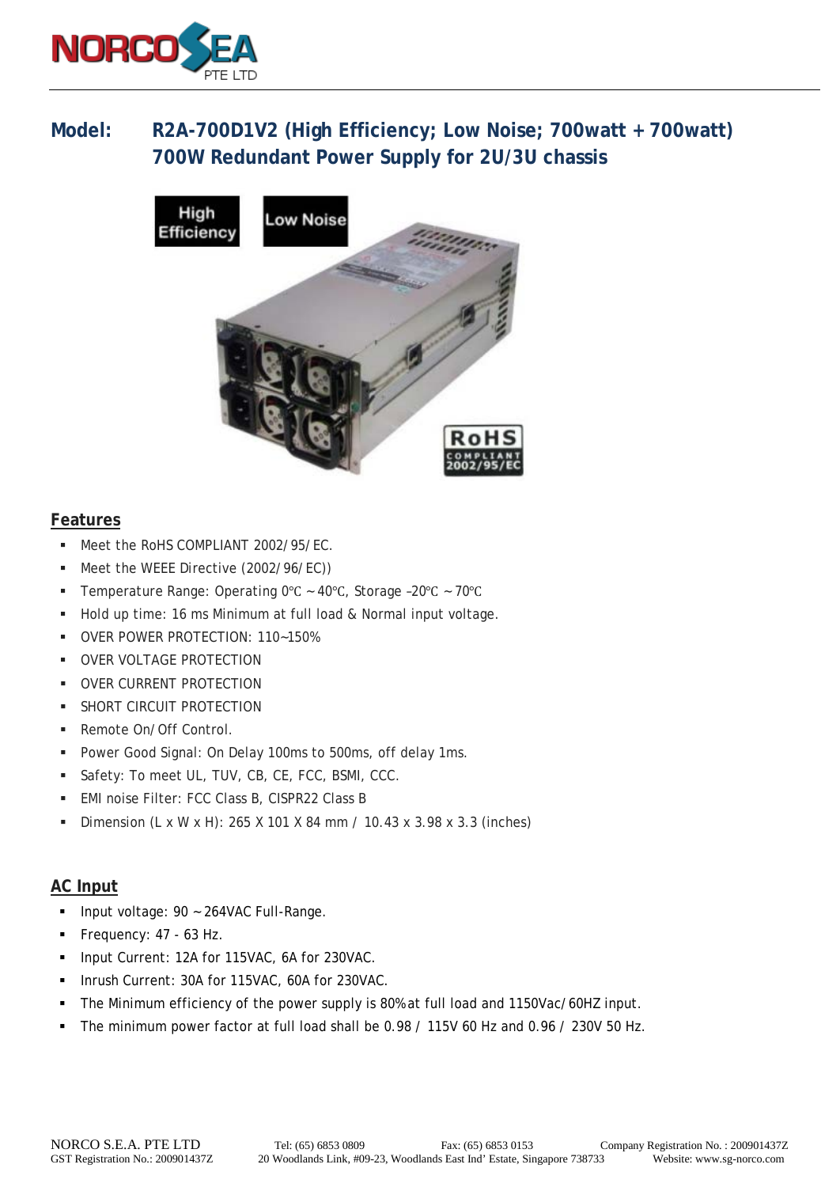**Model:** **R2A-700D1V2 (High Efficiency; Low Noise; 700watt + 700watt)**
**700W Redundant Power Supply for 2U/3U chassis**

## Features

- Meet the RoHS COMPLIANT 2002/95/EC.
- Meet the WEEE Directive (2002/96/EC))
- Temperature Range: Operating 0℃ ~ 40℃, Storage –20℃ ~ 70℃
- Hold up time: 16 ms Minimum at full load & Normal input voltage.
- OVER POWER PROTECTION: 110~150%
- OVER VOLTAGE PROTECTION
- OVER CURRENT PROTECTION
- SHORT CIRCUIT PROTECTION
- Remote On/Off Control.
- Power Good Signal: On Delay 100ms to 500ms, off delay 1ms.
- Safety: To meet UL, TUV, CB, CE, FCC, BSMI, CCC.
- EMI noise Filter: FCC Class B, CISPR22 Class B
- Dimension (L x W x H): 265 X 101 X 84 mm / 10.43 x 3.98 x 3.3 (inches)

## AC Input

- Input voltage: 90 ~ 264VAC Full-Range.
- Frequency: 47 - 63 Hz.
- Input Current: 12A for 115VAC, 6A for 230VAC.
- Inrush Current: 30A for 115VAC, 60A for 230VAC.
- The Minimum efficiency of the power supply is 80% at full load and 1150Vac/60HZ input.
- The minimum power factor at full load shall be 0.98 / 115V 60 Hz and 0.96 / 230V 50 Hz.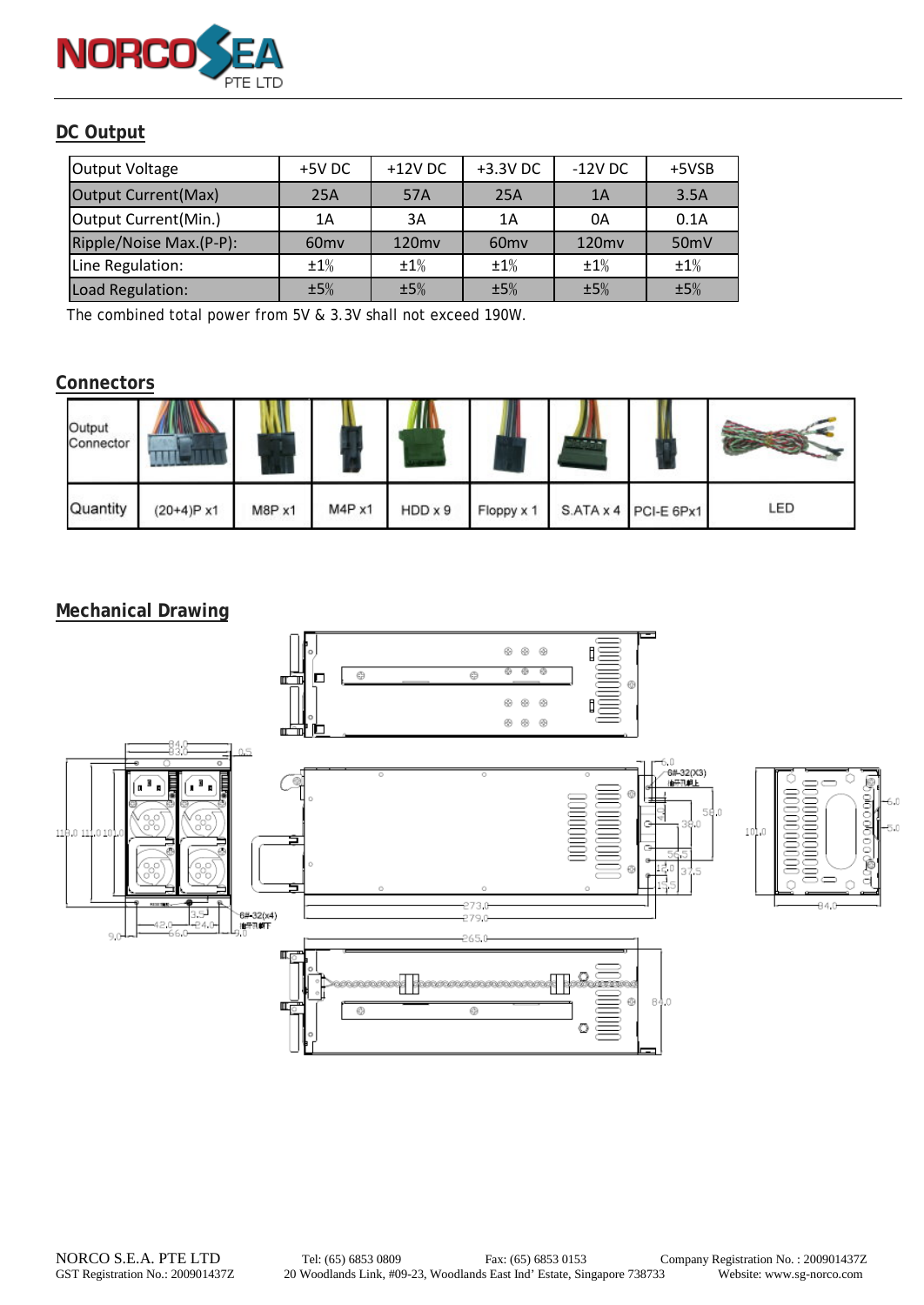## DC Output

| Output Voltage | +5V DC | +12V DC | +3.3V DC | -12V DC | +5VSB |
|---|---|---|---|---|---|
| Output Current(Max) | 25A | 57A | 25A | 1A | 3.5A |
| Output Current(Min.) | 1A | 3A | 1A | 0A | 0.1A |
| Ripple/Noise Max.(P-P): | 60mv | 120mv | 60mv | 120mv | 50mV |
| Line Regulation: | ±1% | ±1% | ±1% | ±1% | ±1% |
| Load Regulation: | ±5% | ±5% | ±5% | ±5% | ±5% |

The combined total power from 5V & 3.3V shall not exceed 190W.

## Connectors

| Output Connector | | | | | | | | |
|---|---|---|---|---|---|---|---|---|
| Quantity | (20+4)P x1 | M8P x1 | M4P x1 | HDD x 9 | Floppy x 1 | S.ATA x 4 | PCI-E 6Px1 | LED |

## Mechanical Drawing

84.0
83.0
0.5
110.0
111.0
101.0
3.5
42.0
24.0
66.0
9.0
6#-32(x4)
6.0
6#-32(X3)
4.0
38.0
58.0
56.5
16.0
37.5
15.5
273.0
279.0
265.0
84.0
101.0
84.0
6.0
5.0